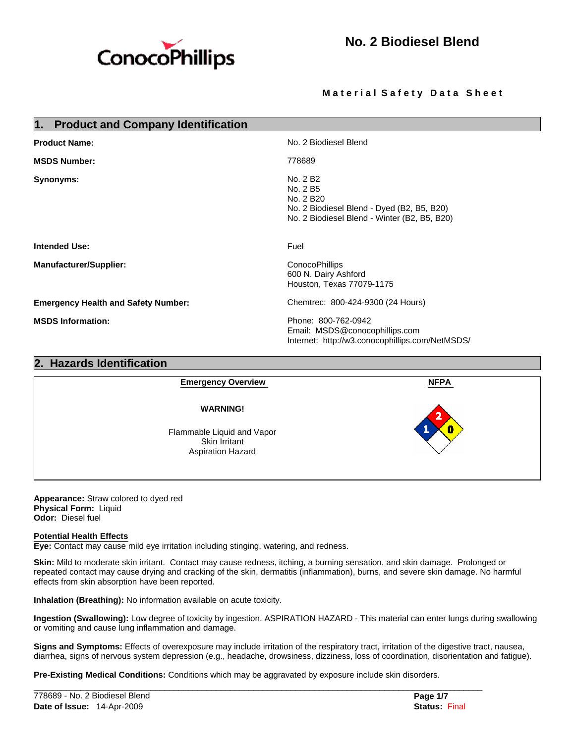# No. 2 Biodiesel Blend

**Material Safety Data Sheet**

## 1. Product and Company Identification

| | |
|---|---|
| **Product Name:** | No. 2 Biodiesel Blend |
| **MSDS Number:** | 778689 |
| **Synonyms:** | No. 2 B2<br>No. 2 B5<br>No. 2 B20<br>No. 2 Biodiesel Blend - Dyed (B2, B5, B20)<br>No. 2 Biodiesel Blend - Winter (B2, B5, B20) |
| **Intended Use:** | Fuel |
| **Manufacturer/Supplier:** | ConocoPhillips<br>600 N. Dairy Ashford<br>Houston, Texas 77079-1175 |
| **Emergency Health and Safety Number:** | Chemtrec: 800-424-9300 (24 Hours) |
| **MSDS Information:** | Phone: 800-762-0942<br>Email: MSDS@conocophillips.com<br>Internet: http://w3.conocophillips.com/NetMSDS/ |

## 2. Hazards Identification

**Emergency Overview**

**WARNING!**

Flammable Liquid and Vapor
Skin Irritant
Aspiration Hazard

**NFPA**

Health: 1, Flammability: 2, Instability: 0

**Appearance:** Straw colored to dyed red
**Physical Form:** Liquid
**Odor:** Diesel fuel

**Potential Health Effects**

**Eye:** Contact may cause mild eye irritation including stinging, watering, and redness.

**Skin:** Mild to moderate skin irritant. Contact may cause redness, itching, a burning sensation, and skin damage. Prolonged or repeated contact may cause drying and cracking of the skin, dermatitis (inflammation), burns, and severe skin damage. No harmful effects from skin absorption have been reported.

**Inhalation (Breathing):** No information available on acute toxicity.

**Ingestion (Swallowing):** Low degree of toxicity by ingestion. ASPIRATION HAZARD - This material can enter lungs during swallowing or vomiting and cause lung inflammation and damage.

**Signs and Symptoms:** Effects of overexposure may include irritation of the respiratory tract, irritation of the digestive tract, nausea, diarrhea, signs of nervous system depression (e.g., headache, drowsiness, dizziness, loss of coordination, disorientation and fatigue).

**Pre-Existing Medical Conditions:** Conditions which may be aggravated by exposure include skin disorders.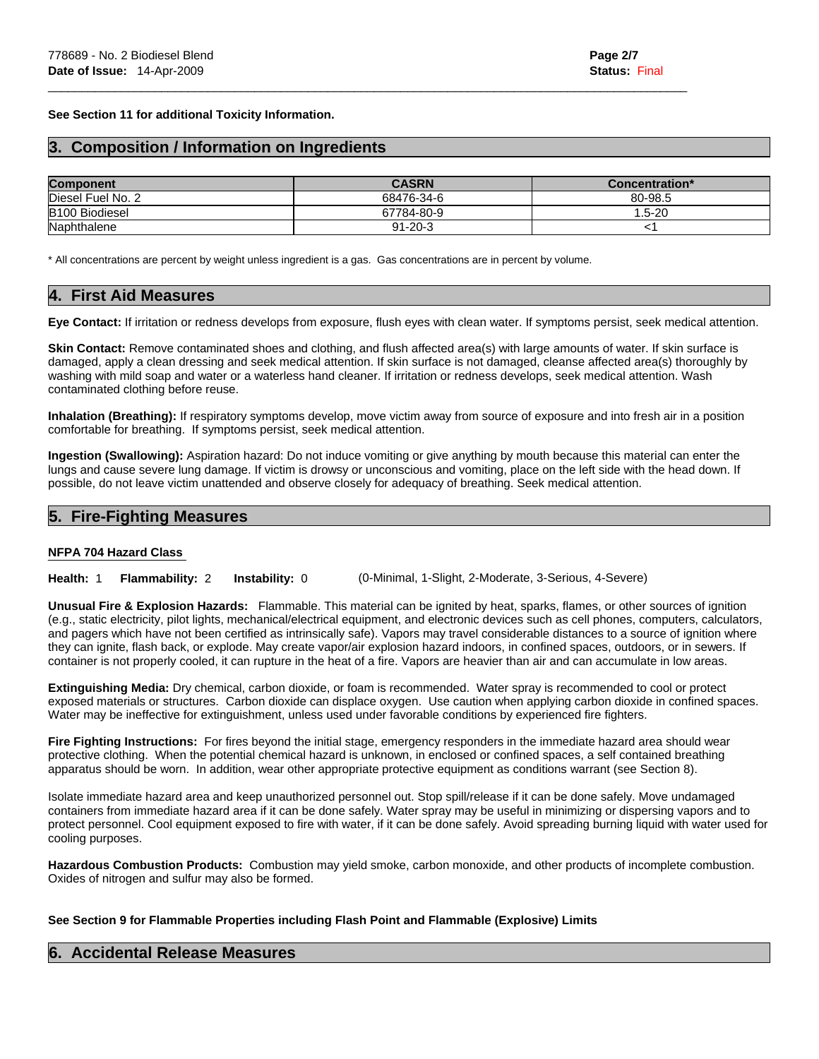**See Section 11 for additional Toxicity Information.**

## 3. Composition / Information on Ingredients

| Component | CASRN | Concentration* |
|---|---|---|
| Diesel Fuel No. 2 | 68476-34-6 | 80-98.5 |
| B100 Biodiesel | 67784-80-9 | 1.5-20 |
| Naphthalene | 91-20-3 | <1 |

* All concentrations are percent by weight unless ingredient is a gas. Gas concentrations are in percent by volume.

## 4. First Aid Measures

**Eye Contact:** If irritation or redness develops from exposure, flush eyes with clean water. If symptoms persist, seek medical attention.

**Skin Contact:** Remove contaminated shoes and clothing, and flush affected area(s) with large amounts of water. If skin surface is damaged, apply a clean dressing and seek medical attention. If skin surface is not damaged, cleanse affected area(s) thoroughly by washing with mild soap and water or a waterless hand cleaner. If irritation or redness develops, seek medical attention. Wash contaminated clothing before reuse.

**Inhalation (Breathing):** If respiratory symptoms develop, move victim away from source of exposure and into fresh air in a position comfortable for breathing. If symptoms persist, seek medical attention.

**Ingestion (Swallowing):** Aspiration hazard: Do not induce vomiting or give anything by mouth because this material can enter the lungs and cause severe lung damage. If victim is drowsy or unconscious and vomiting, place on the left side with the head down. If possible, do not leave victim unattended and observe closely for adequacy of breathing. Seek medical attention.

## 5. Fire-Fighting Measures

**NFPA 704 Hazard Class**

**Health:** 1 **Flammability:** 2 **Instability:** 0 (0-Minimal, 1-Slight, 2-Moderate, 3-Serious, 4-Severe)

**Unusual Fire & Explosion Hazards:** Flammable. This material can be ignited by heat, sparks, flames, or other sources of ignition (e.g., static electricity, pilot lights, mechanical/electrical equipment, and electronic devices such as cell phones, computers, calculators, and pagers which have not been certified as intrinsically safe). Vapors may travel considerable distances to a source of ignition where they can ignite, flash back, or explode. May create vapor/air explosion hazard indoors, in confined spaces, outdoors, or in sewers. If container is not properly cooled, it can rupture in the heat of a fire. Vapors are heavier than air and can accumulate in low areas.

**Extinguishing Media:** Dry chemical, carbon dioxide, or foam is recommended. Water spray is recommended to cool or protect exposed materials or structures. Carbon dioxide can displace oxygen. Use caution when applying carbon dioxide in confined spaces. Water may be ineffective for extinguishment, unless used under favorable conditions by experienced fire fighters.

**Fire Fighting Instructions:** For fires beyond the initial stage, emergency responders in the immediate hazard area should wear protective clothing. When the potential chemical hazard is unknown, in enclosed or confined spaces, a self contained breathing apparatus should be worn. In addition, wear other appropriate protective equipment as conditions warrant (see Section 8).

Isolate immediate hazard area and keep unauthorized personnel out. Stop spill/release if it can be done safely. Move undamaged containers from immediate hazard area if it can be done safely. Water spray may be useful in minimizing or dispersing vapors and to protect personnel. Cool equipment exposed to fire with water, if it can be done safely. Avoid spreading burning liquid with water used for cooling purposes.

**Hazardous Combustion Products:** Combustion may yield smoke, carbon monoxide, and other products of incomplete combustion. Oxides of nitrogen and sulfur may also be formed.

**See Section 9 for Flammable Properties including Flash Point and Flammable (Explosive) Limits**

## 6. Accidental Release Measures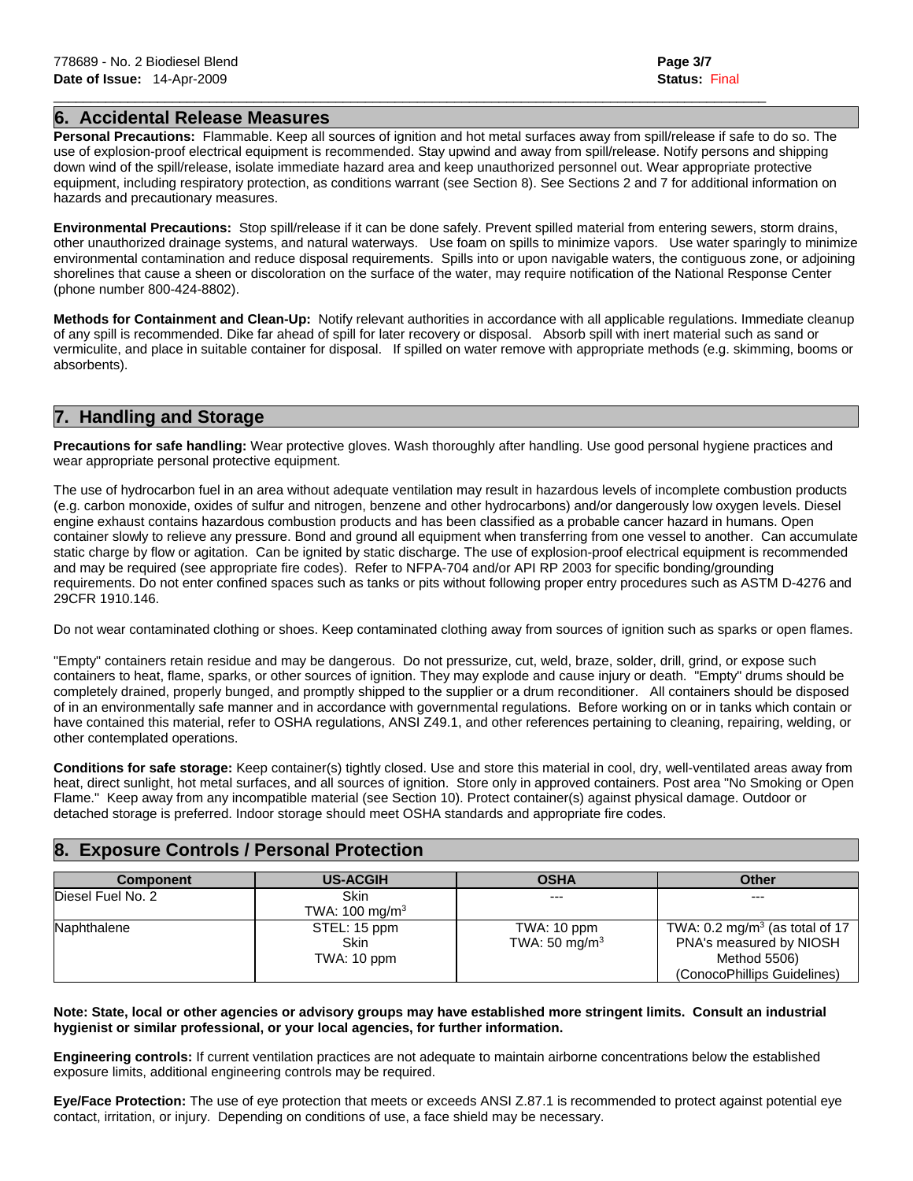## 6. Accidental Release Measures

**Personal Precautions:** Flammable. Keep all sources of ignition and hot metal surfaces away from spill/release if safe to do so. The use of explosion-proof electrical equipment is recommended. Stay upwind and away from spill/release. Notify persons and shipping down wind of the spill/release, isolate immediate hazard area and keep unauthorized personnel out. Wear appropriate protective equipment, including respiratory protection, as conditions warrant (see Section 8). See Sections 2 and 7 for additional information on hazards and precautionary measures.

**Environmental Precautions:** Stop spill/release if it can be done safely. Prevent spilled material from entering sewers, storm drains, other unauthorized drainage systems, and natural waterways. Use foam on spills to minimize vapors. Use water sparingly to minimize environmental contamination and reduce disposal requirements. Spills into or upon navigable waters, the contiguous zone, or adjoining shorelines that cause a sheen or discoloration on the surface of the water, may require notification of the National Response Center (phone number 800-424-8802).

**Methods for Containment and Clean-Up:** Notify relevant authorities in accordance with all applicable regulations. Immediate cleanup of any spill is recommended. Dike far ahead of spill for later recovery or disposal. Absorb spill with inert material such as sand or vermiculite, and place in suitable container for disposal. If spilled on water remove with appropriate methods (e.g. skimming, booms or absorbents).

## 7. Handling and Storage

**Precautions for safe handling:** Wear protective gloves. Wash thoroughly after handling. Use good personal hygiene practices and wear appropriate personal protective equipment.

The use of hydrocarbon fuel in an area without adequate ventilation may result in hazardous levels of incomplete combustion products (e.g. carbon monoxide, oxides of sulfur and nitrogen, benzene and other hydrocarbons) and/or dangerously low oxygen levels. Diesel engine exhaust contains hazardous combustion products and has been classified as a probable cancer hazard in humans. Open container slowly to relieve any pressure. Bond and ground all equipment when transferring from one vessel to another. Can accumulate static charge by flow or agitation. Can be ignited by static discharge. The use of explosion-proof electrical equipment is recommended and may be required (see appropriate fire codes). Refer to NFPA-704 and/or API RP 2003 for specific bonding/grounding requirements. Do not enter confined spaces such as tanks or pits without following proper entry procedures such as ASTM D-4276 and 29CFR 1910.146.

Do not wear contaminated clothing or shoes. Keep contaminated clothing away from sources of ignition such as sparks or open flames.

"Empty" containers retain residue and may be dangerous. Do not pressurize, cut, weld, braze, solder, drill, grind, or expose such containers to heat, flame, sparks, or other sources of ignition. They may explode and cause injury or death. "Empty" drums should be completely drained, properly bunged, and promptly shipped to the supplier or a drum reconditioner. All containers should be disposed of in an environmentally safe manner and in accordance with governmental regulations. Before working on or in tanks which contain or have contained this material, refer to OSHA regulations, ANSI Z49.1, and other references pertaining to cleaning, repairing, welding, or other contemplated operations.

**Conditions for safe storage:** Keep container(s) tightly closed. Use and store this material in cool, dry, well-ventilated areas away from heat, direct sunlight, hot metal surfaces, and all sources of ignition. Store only in approved containers. Post area "No Smoking or Open Flame." Keep away from any incompatible material (see Section 10). Protect container(s) against physical damage. Outdoor or detached storage is preferred. Indoor storage should meet OSHA standards and appropriate fire codes.

## 8. Exposure Controls / Personal Protection

| Component | US-ACGIH | OSHA | Other |
|---|---|---|---|
| Diesel Fuel No. 2 | Skin<br>TWA: 100 mg/m$^3$ | --- | --- |
| Naphthalene | STEL: 15 ppm<br>Skin<br>TWA: 10 ppm | TWA: 10 ppm<br>TWA: 50 mg/m$^3$ | TWA: 0.2 mg/m$^3$ (as total of 17 PNA's measured by NIOSH Method 5506)<br>(ConocoPhillips Guidelines) |

**Note: State, local or other agencies or advisory groups may have established more stringent limits. Consult an industrial hygienist or similar professional, or your local agencies, for further information.**

**Engineering controls:** If current ventilation practices are not adequate to maintain airborne concentrations below the established exposure limits, additional engineering controls may be required.

**Eye/Face Protection:** The use of eye protection that meets or exceeds ANSI Z.87.1 is recommended to protect against potential eye contact, irritation, or injury. Depending on conditions of use, a face shield may be necessary.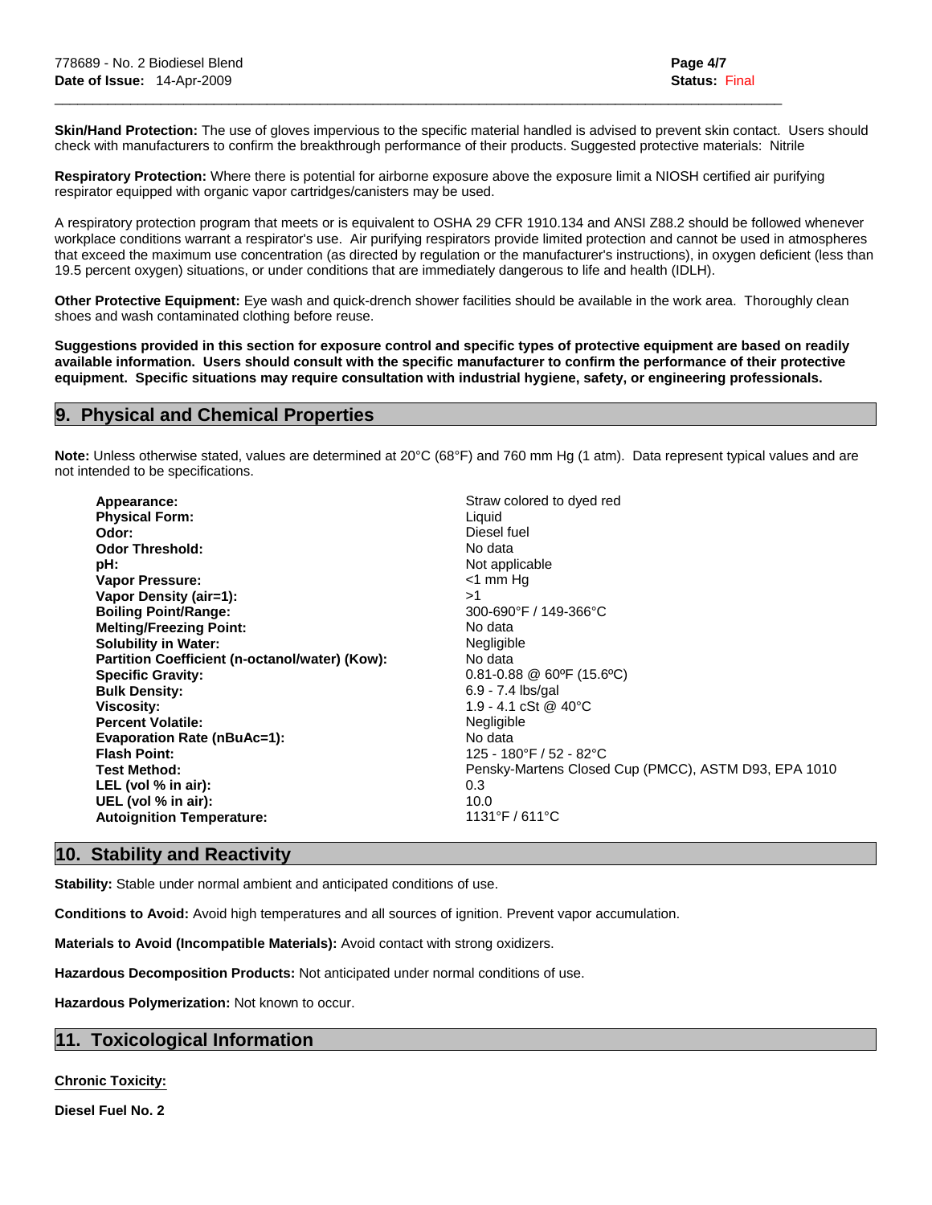**Skin/Hand Protection:** The use of gloves impervious to the specific material handled is advised to prevent skin contact. Users should check with manufacturers to confirm the breakthrough performance of their products. Suggested protective materials: Nitrile

**Respiratory Protection:** Where there is potential for airborne exposure above the exposure limit a NIOSH certified air purifying respirator equipped with organic vapor cartridges/canisters may be used.

A respiratory protection program that meets or is equivalent to OSHA 29 CFR 1910.134 and ANSI Z88.2 should be followed whenever workplace conditions warrant a respirator's use. Air purifying respirators provide limited protection and cannot be used in atmospheres that exceed the maximum use concentration (as directed by regulation or the manufacturer's instructions), in oxygen deficient (less than 19.5 percent oxygen) situations, or under conditions that are immediately dangerous to life and health (IDLH).

**Other Protective Equipment:** Eye wash and quick-drench shower facilities should be available in the work area. Thoroughly clean shoes and wash contaminated clothing before reuse.

**Suggestions provided in this section for exposure control and specific types of protective equipment are based on readily available information. Users should consult with the specific manufacturer to confirm the performance of their protective equipment. Specific situations may require consultation with industrial hygiene, safety, or engineering professionals.**

## 9. Physical and Chemical Properties

**Note:** Unless otherwise stated, values are determined at 20°C (68°F) and 760 mm Hg (1 atm). Data represent typical values and are not intended to be specifications.

| | |
|---|---|
| **Appearance:** | Straw colored to dyed red |
| **Physical Form:** | Liquid |
| **Odor:** | Diesel fuel |
| **Odor Threshold:** | No data |
| **pH:** | Not applicable |
| **Vapor Pressure:** | <1 mm Hg |
| **Vapor Density (air=1):** | >1 |
| **Boiling Point/Range:** | 300-690°F / 149-366°C |
| **Melting/Freezing Point:** | No data |
| **Solubility in Water:** | Negligible |
| **Partition Coefficient (n-octanol/water) (Kow):** | No data |
| **Specific Gravity:** | 0.81-0.88 @ 60ºF (15.6ºC) |
| **Bulk Density:** | 6.9 - 7.4 lbs/gal |
| **Viscosity:** | 1.9 - 4.1 cSt @ 40°C |
| **Percent Volatile:** | Negligible |
| **Evaporation Rate (nBuAc=1):** | No data |
| **Flash Point:** | 125 - 180°F / 52 - 82°C |
| **Test Method:** | Pensky-Martens Closed Cup (PMCC), ASTM D93, EPA 1010 |
| **LEL (vol % in air):** | 0.3 |
| **UEL (vol % in air):** | 10.0 |
| **Autoignition Temperature:** | 1131°F / 611°C |

## 10. Stability and Reactivity

**Stability:** Stable under normal ambient and anticipated conditions of use.

**Conditions to Avoid:** Avoid high temperatures and all sources of ignition. Prevent vapor accumulation.

**Materials to Avoid (Incompatible Materials):** Avoid contact with strong oxidizers.

**Hazardous Decomposition Products:** Not anticipated under normal conditions of use.

**Hazardous Polymerization:** Not known to occur.

## 11. Toxicological Information

**Chronic Toxicity:**

**Diesel Fuel No. 2**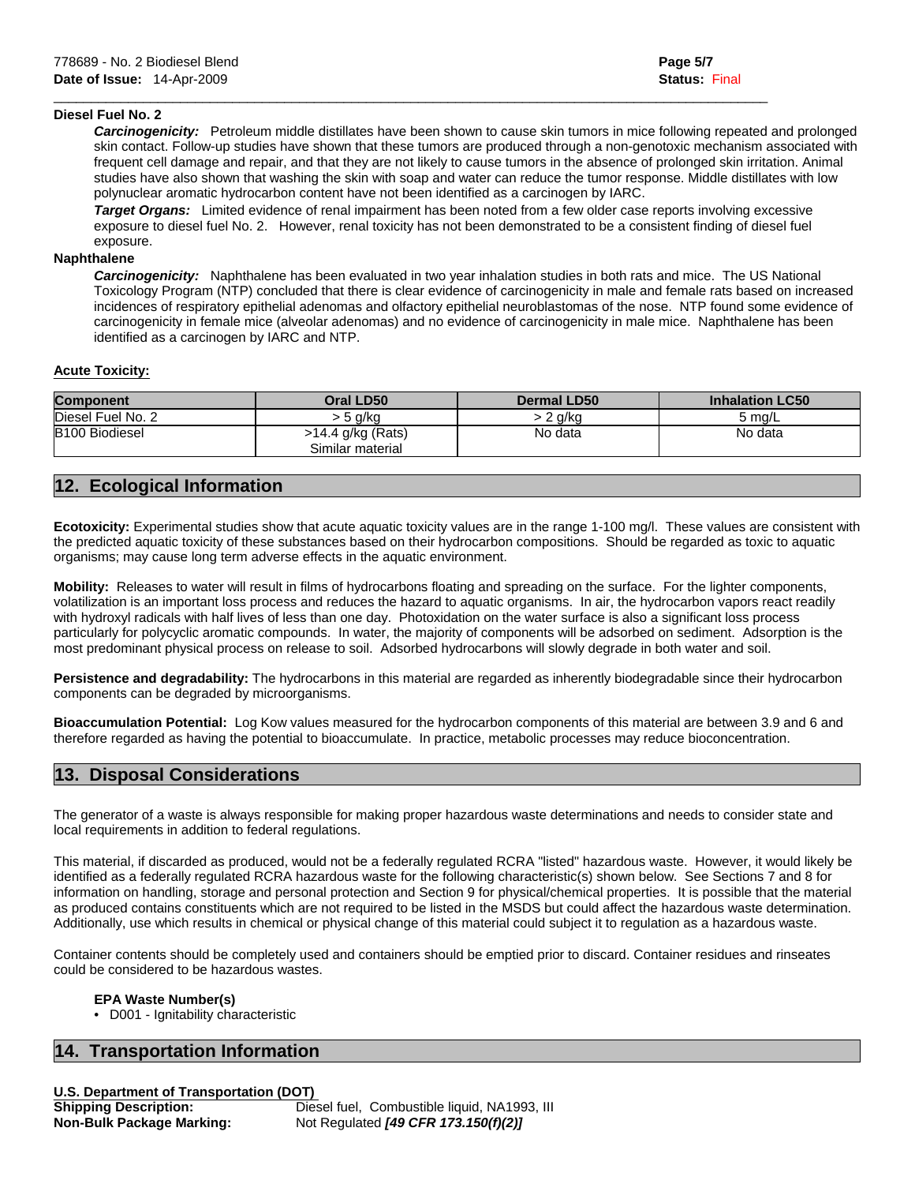**Diesel Fuel No. 2**

***Carcinogenicity:*** Petroleum middle distillates have been shown to cause skin tumors in mice following repeated and prolonged skin contact. Follow-up studies have shown that these tumors are produced through a non-genotoxic mechanism associated with frequent cell damage and repair, and that they are not likely to cause tumors in the absence of prolonged skin irritation. Animal studies have also shown that washing the skin with soap and water can reduce the tumor response. Middle distillates with low polynuclear aromatic hydrocarbon content have not been identified as a carcinogen by IARC.

***Target Organs:*** Limited evidence of renal impairment has been noted from a few older case reports involving excessive exposure to diesel fuel No. 2. However, renal toxicity has not been demonstrated to be a consistent finding of diesel fuel exposure.

**Naphthalene**

***Carcinogenicity:*** Naphthalene has been evaluated in two year inhalation studies in both rats and mice. The US National Toxicology Program (NTP) concluded that there is clear evidence of carcinogenicity in male and female rats based on increased incidences of respiratory epithelial adenomas and olfactory epithelial neuroblastomas of the nose. NTP found some evidence of carcinogenicity in female mice (alveolar adenomas) and no evidence of carcinogenicity in male mice. Naphthalene has been identified as a carcinogen by IARC and NTP.

**Acute Toxicity:**

| Component | Oral LD50 | Dermal LD50 | Inhalation LC50 |
|---|---|---|---|
| Diesel Fuel No. 2 | > 5 g/kg | > 2 g/kg | 5 mg/L |
| B100 Biodiesel | >14.4 g/kg (Rats) Similar material | No data | No data |

## 12. Ecological Information

**Ecotoxicity:** Experimental studies show that acute aquatic toxicity values are in the range 1-100 mg/l. These values are consistent with the predicted aquatic toxicity of these substances based on their hydrocarbon compositions. Should be regarded as toxic to aquatic organisms; may cause long term adverse effects in the aquatic environment.

**Mobility:** Releases to water will result in films of hydrocarbons floating and spreading on the surface. For the lighter components, volatilization is an important loss process and reduces the hazard to aquatic organisms. In air, the hydrocarbon vapors react readily with hydroxyl radicals with half lives of less than one day. Photoxidation on the water surface is also a significant loss process particularly for polycyclic aromatic compounds. In water, the majority of components will be adsorbed on sediment. Adsorption is the most predominant physical process on release to soil. Adsorbed hydrocarbons will slowly degrade in both water and soil.

**Persistence and degradability:** The hydrocarbons in this material are regarded as inherently biodegradable since their hydrocarbon components can be degraded by microorganisms.

**Bioaccumulation Potential:** Log Kow values measured for the hydrocarbon components of this material are between 3.9 and 6 and therefore regarded as having the potential to bioaccumulate. In practice, metabolic processes may reduce bioconcentration.

## 13. Disposal Considerations

The generator of a waste is always responsible for making proper hazardous waste determinations and needs to consider state and local requirements in addition to federal regulations.

This material, if discarded as produced, would not be a federally regulated RCRA "listed" hazardous waste. However, it would likely be identified as a federally regulated RCRA hazardous waste for the following characteristic(s) shown below. See Sections 7 and 8 for information on handling, storage and personal protection and Section 9 for physical/chemical properties. It is possible that the material as produced contains constituents which are not required to be listed in the MSDS but could affect the hazardous waste determination. Additionally, use which results in chemical or physical change of this material could subject it to regulation as a hazardous waste.

Container contents should be completely used and containers should be emptied prior to discard. Container residues and rinseates could be considered to be hazardous wastes.

**EPA Waste Number(s)**

- D001 - Ignitability characteristic

## 14. Transportation Information

**U.S. Department of Transportation (DOT)**

**Shipping Description:** Diesel fuel, Combustible liquid, NA1993, III

**Non-Bulk Package Marking:** Not Regulated ***[49 CFR 173.150(f)(2)]***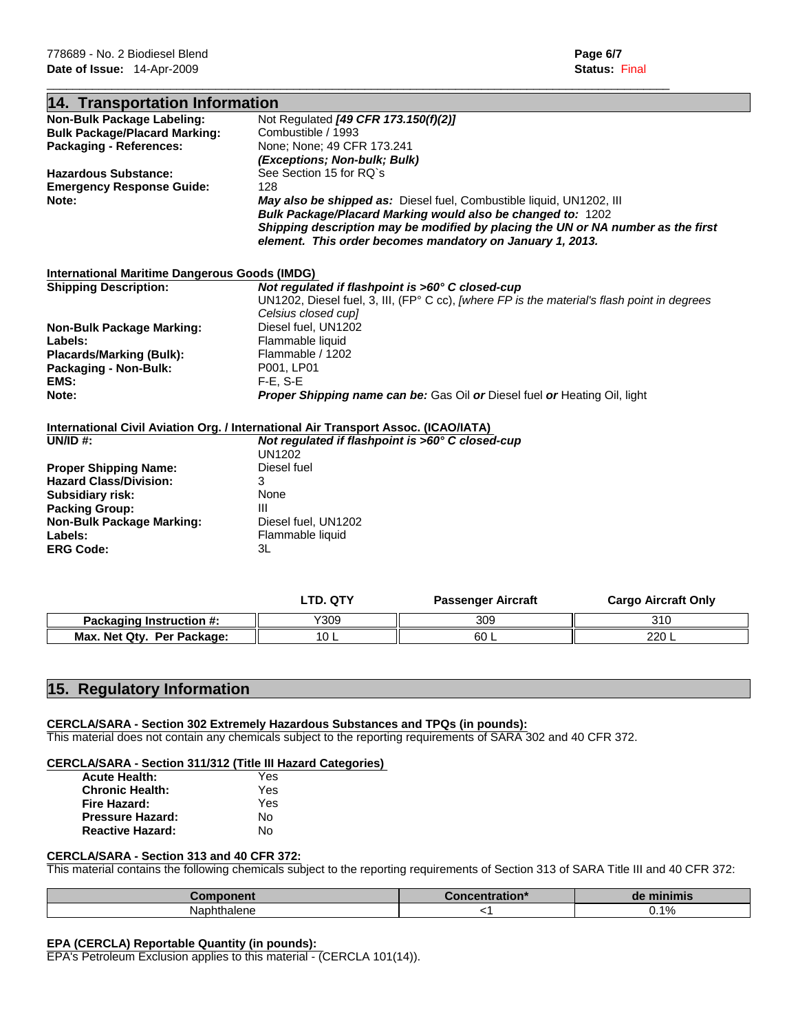## 14. Transportation Information

**Non-Bulk Package Labeling:** Not Regulated ***[49 CFR 173.150(f)(2)]***
**Bulk Package/Placard Marking:** Combustible / 1993
**Packaging - References:** None; None; 49 CFR 173.241
***(Exceptions; Non-bulk; Bulk)***
**Hazardous Substance:** See Section 15 for RQ`s
**Emergency Response Guide:** 128
**Note:** ***May also be shipped as:*** Diesel fuel, Combustible liquid, UN1202, III
***Bulk Package/Placard Marking would also be changed to:*** 1202
***Shipping description may be modified by placing the UN or NA number as the first element. This order becomes mandatory on January 1, 2013.***

**International Maritime Dangerous Goods (IMDG)**

**Shipping Description:** ***Not regulated if flashpoint is >60° C closed-cup***
UN1202, Diesel fuel, 3, III, (FP° C cc), *[where FP is the material's flash point in degrees Celsius closed cup]*
**Non-Bulk Package Marking:** Diesel fuel, UN1202
**Labels:** Flammable liquid
**Placards/Marking (Bulk):** Flammable / 1202
**Packaging - Non-Bulk:** P001, LP01
**EMS:** F-E, S-E
**Note:** ***Proper Shipping name can be:*** Gas Oil ***or*** Diesel fuel ***or*** Heating Oil, light

**International Civil Aviation Org. / International Air Transport Assoc. (ICAO/IATA)**

**UN/ID #:** ***Not regulated if flashpoint is >60° C closed-cup***
UN1202
**Proper Shipping Name:** Diesel fuel
**Hazard Class/Division:** 3
**Subsidiary risk:** None
**Packing Group:** III
**Non-Bulk Package Marking:** Diesel fuel, UN1202
**Labels:** Flammable liquid
**ERG Code:** 3L

| | LTD. QTY | Passenger Aircraft | Cargo Aircraft Only |
|---|---|---|---|
| **Packaging Instruction #:** | Y309 | 309 | 310 |
| **Max. Net Qty. Per Package:** | 10 L | 60 L | 220 L |

## 15. Regulatory Information

**CERCLA/SARA - Section 302 Extremely Hazardous Substances and TPQs (in pounds):**

This material does not contain any chemicals subject to the reporting requirements of SARA 302 and 40 CFR 372.

**CERCLA/SARA - Section 311/312 (Title III Hazard Categories)**

| | |
|---|---|
| **Acute Health:** | Yes |
| **Chronic Health:** | Yes |
| **Fire Hazard:** | Yes |
| **Pressure Hazard:** | No |
| **Reactive Hazard:** | No |

**CERCLA/SARA - Section 313 and 40 CFR 372:**

This material contains the following chemicals subject to the reporting requirements of Section 313 of SARA Title III and 40 CFR 372:

| Component | Concentration* | de minimis |
|---|---|---|
| Naphthalene | <1 | 0.1% |

**EPA (CERCLA) Reportable Quantity (in pounds):**

EPA's Petroleum Exclusion applies to this material - (CERCLA 101(14)).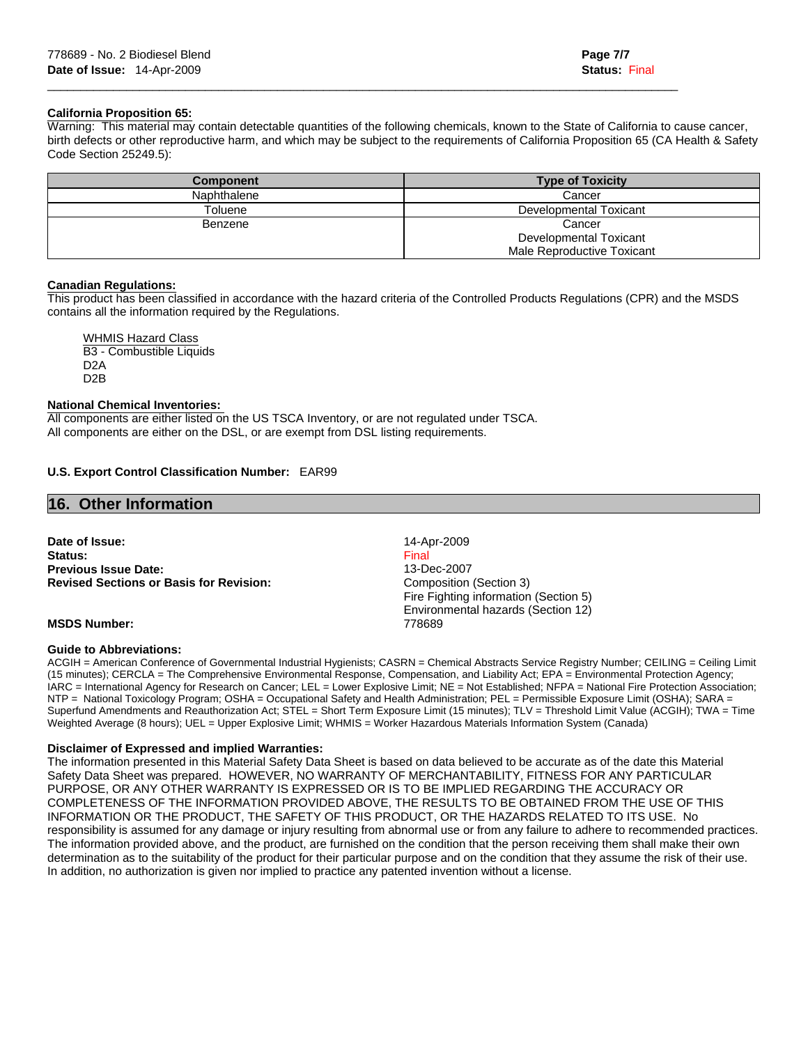**California Proposition 65:**

Warning: This material may contain detectable quantities of the following chemicals, known to the State of California to cause cancer, birth defects or other reproductive harm, and which may be subject to the requirements of California Proposition 65 (CA Health & Safety Code Section 25249.5):

| Component | Type of Toxicity |
|---|---|
| Naphthalene | Cancer |
| Toluene | Developmental Toxicant |
| Benzene | Cancer<br>Developmental Toxicant<br>Male Reproductive Toxicant |

**Canadian Regulations:**

This product has been classified in accordance with the hazard criteria of the Controlled Products Regulations (CPR) and the MSDS contains all the information required by the Regulations.

WHMIS Hazard Class
B3 - Combustible Liquids
D2A
D2B

**National Chemical Inventories:**

All components are either listed on the US TSCA Inventory, or are not regulated under TSCA.
All components are either on the DSL, or are exempt from DSL listing requirements.

**U.S. Export Control Classification Number:** EAR99

## 16. Other Information

**Date of Issue:** 14-Apr-2009
**Status:** Final
**Previous Issue Date:** 13-Dec-2007
**Revised Sections or Basis for Revision:** Composition (Section 3)
Fire Fighting information (Section 5)
Environmental hazards (Section 12)
**MSDS Number:** 778689

**Guide to Abbreviations:**

ACGIH = American Conference of Governmental Industrial Hygienists; CASRN = Chemical Abstracts Service Registry Number; CEILING = Ceiling Limit (15 minutes); CERCLA = The Comprehensive Environmental Response, Compensation, and Liability Act; EPA = Environmental Protection Agency; IARC = International Agency for Research on Cancer; LEL = Lower Explosive Limit; NE = Not Established; NFPA = National Fire Protection Association; NTP = National Toxicology Program; OSHA = Occupational Safety and Health Administration; PEL = Permissible Exposure Limit (OSHA); SARA = Superfund Amendments and Reauthorization Act; STEL = Short Term Exposure Limit (15 minutes); TLV = Threshold Limit Value (ACGIH); TWA = Time Weighted Average (8 hours); UEL = Upper Explosive Limit; WHMIS = Worker Hazardous Materials Information System (Canada)

**Disclaimer of Expressed and implied Warranties:**

The information presented in this Material Safety Data Sheet is based on data believed to be accurate as of the date this Material Safety Data Sheet was prepared. HOWEVER, NO WARRANTY OF MERCHANTABILITY, FITNESS FOR ANY PARTICULAR PURPOSE, OR ANY OTHER WARRANTY IS EXPRESSED OR IS TO BE IMPLIED REGARDING THE ACCURACY OR COMPLETENESS OF THE INFORMATION PROVIDED ABOVE, THE RESULTS TO BE OBTAINED FROM THE USE OF THIS INFORMATION OR THE PRODUCT, THE SAFETY OF THIS PRODUCT, OR THE HAZARDS RELATED TO ITS USE. No responsibility is assumed for any damage or injury resulting from abnormal use or from any failure to adhere to recommended practices. The information provided above, and the product, are furnished on the condition that the person receiving them shall make their own determination as to the suitability of the product for their particular purpose and on the condition that they assume the risk of their use. In addition, no authorization is given nor implied to practice any patented invention without a license.